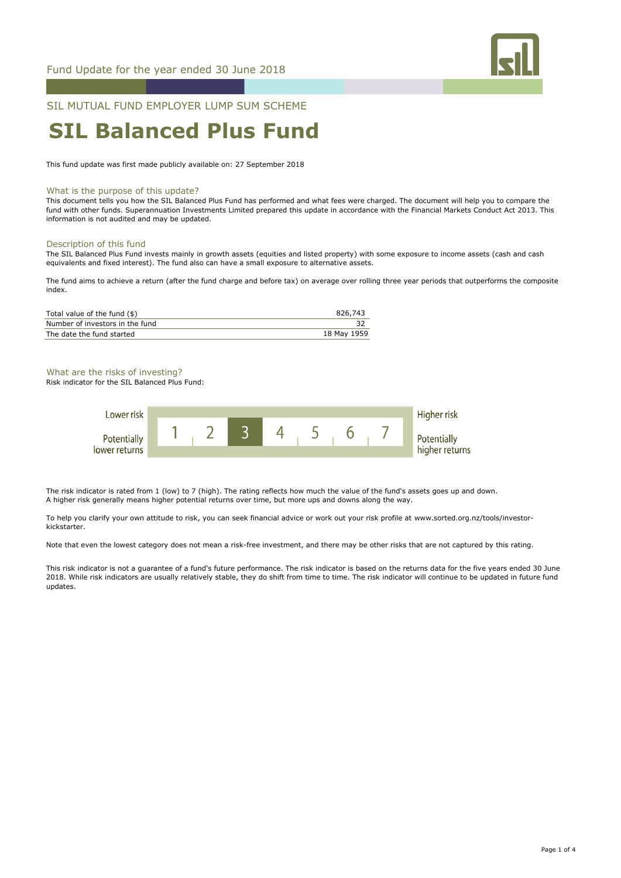Fund Update for the year ended 30 June 2018

SIL MUTUAL FUND EMPLOYER LUMP SUM SCHEME

# SIL Balanced Plus Fund

This fund update was first made publicly available on: 27 September 2018

## What is the purpose of this update?

This document tells you how the SIL Balanced Plus Fund has performed and what fees were charged. The document will help you to compare the fund with other funds. Superannuation Investments Limited prepared this update in accordance with the Financial Markets Conduct Act 2013. This information is not audited and may be updated.

## Description of this fund

The SIL Balanced Plus Fund invests mainly in growth assets (equities and listed property) with some exposure to income assets (cash and cash equivalents and fixed interest). The fund also can have a small exposure to alternative assets.

The fund aims to achieve a return (after the fund charge and before tax) on average over rolling three year periods that outperforms the composite index.

| | |
|---|---|
| Total value of the fund ($) | 826,743 |
| Number of investors in the fund | 32 |
| The date the fund started | 18 May 1959 |

## What are the risks of investing?

Risk indicator for the SIL Balanced Plus Fund:

| Lower risk / Potentially lower returns | 1 | 2 | **3** | 4 | 5 | 6 | 7 | Higher risk / Potentially higher returns |
|---|---|---|---|---|---|---|---|---|

The risk indicator is rated from 1 (low) to 7 (high). The rating reflects how much the value of the fund's assets goes up and down. A higher risk generally means higher potential returns over time, but more ups and downs along the way.

To help you clarify your own attitude to risk, you can seek financial advice or work out your risk profile at www.sorted.org.nz/tools/investor-kickstarter.

Note that even the lowest category does not mean a risk-free investment, and there may be other risks that are not captured by this rating.

This risk indicator is not a guarantee of a fund's future performance. The risk indicator is based on the returns data for the five years ended 30 June 2018. While risk indicators are usually relatively stable, they do shift from time to time. The risk indicator will continue to be updated in future fund updates.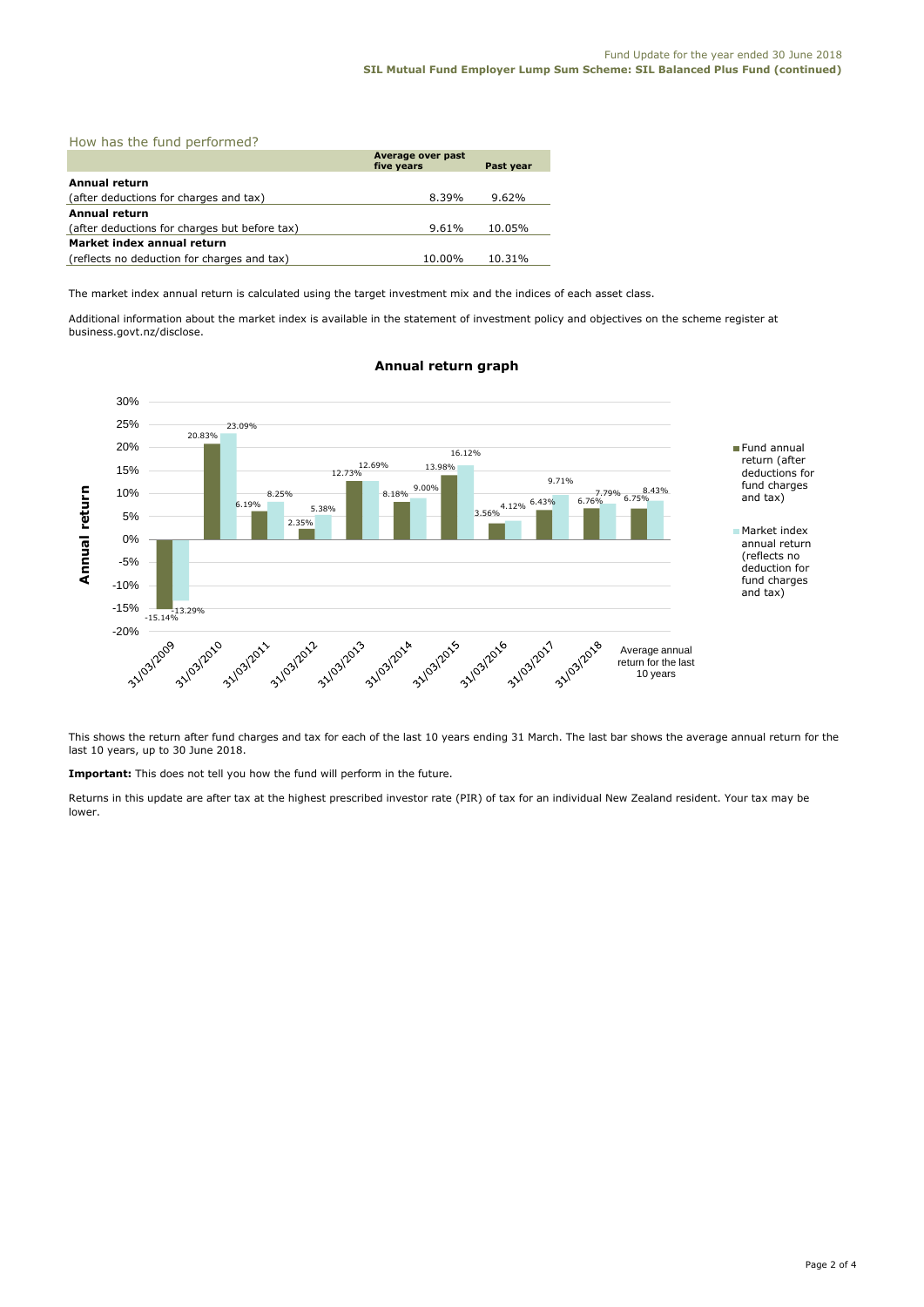## How has the fund performed?

| | Average over past five years | Past year |
|---|---|---|
| **Annual return** | | |
| (after deductions for charges and tax) | 8.39% | 9.62% |
| **Annual return** | | |
| (after deductions for charges but before tax) | 9.61% | 10.05% |
| **Market index annual return** | | |
| (reflects no deduction for charges and tax) | 10.00% | 10.31% |

The market index annual return is calculated using the target investment mix and the indices of each asset class.

Additional information about the market index is available in the statement of investment policy and objectives on the scheme register at business.govt.nz/disclose.

### Annual return graph

| | Fund annual return (after deductions for fund charges and tax) | Market index annual return (reflects no deduction for fund charges and tax) |
|---|---|---|
| 31/03/2009 | -15.14% | -13.29% |
| 31/03/2010 | 20.83% | 23.09% |
| 31/03/2011 | 6.19% | 8.25% |
| 31/03/2012 | 2.35% | 5.38% |
| 31/03/2013 | 12.73% | 12.69% |
| 31/03/2014 | 8.18% | 9.00% |
| 31/03/2015 | 13.98% | 16.12% |
| 31/03/2016 | 3.56% | 4.12% |
| 31/03/2017 | 6.43% | 9.71% |
| 31/03/2018 | 6.76% | 7.79% |
| Average annual return for the last 10 years | 6.75% | 8.43% |

This shows the return after fund charges and tax for each of the last 10 years ending 31 March. The last bar shows the average annual return for the last 10 years, up to 30 June 2018.

**Important:** This does not tell you how the fund will perform in the future.

Returns in this update are after tax at the highest prescribed investor rate (PIR) of tax for an individual New Zealand resident. Your tax may be lower.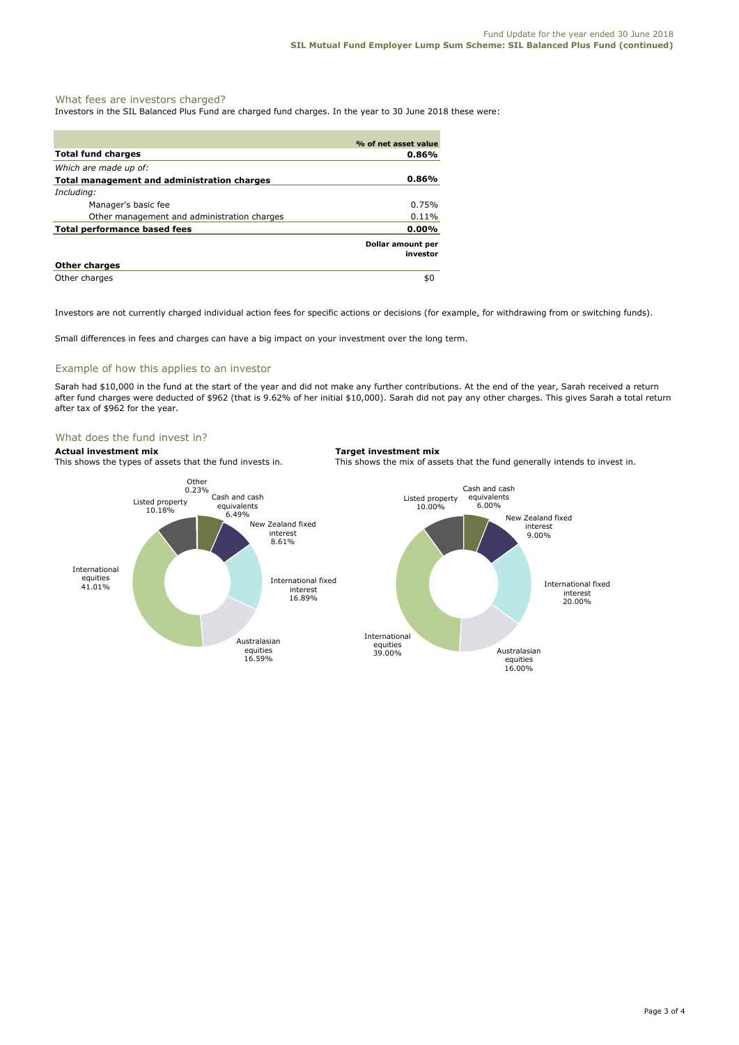## What fees are investors charged?

Investors in the SIL Balanced Plus Fund are charged fund charges. In the year to 30 June 2018 these were:

| | % of net asset value |
|---|---|
| **Total fund charges** | **0.86%** |
| *Which are made up of:* | |
| **Total management and administration charges** | **0.86%** |
| *Including:* | |
| Manager's basic fee | 0.75% |
| Other management and administration charges | 0.11% |
| **Total performance based fees** | **0.00%** |
| | **Dollar amount per investor** |
| **Other charges** | |
| Other charges | $0 |

Investors are not currently charged individual action fees for specific actions or decisions (for example, for withdrawing from or switching funds).

Small differences in fees and charges can have a big impact on your investment over the long term.

## Example of how this applies to an investor

Sarah had $10,000 in the fund at the start of the year and did not make any further contributions. At the end of the year, Sarah received a return after fund charges were deducted of $962 (that is 9.62% of her initial $10,000). Sarah did not pay any other charges. This gives Sarah a total return after tax of $962 for the year.

## What does the fund invest in?

**Actual investment mix**

This shows the types of assets that the fund invests in.

| Asset type | % |
|---|---|
| Cash and cash equivalents | 6.49% |
| New Zealand fixed interest | 8.61% |
| International fixed interest | 16.89% |
| Australasian equities | 16.59% |
| International equities | 41.01% |
| Listed property | 10.18% |
| Other | 0.23% |

**Target investment mix**

This shows the mix of assets that the fund generally intends to invest in.

| Asset type | % |
|---|---|
| Cash and cash equivalents | 6.00% |
| New Zealand fixed interest | 9.00% |
| International fixed interest | 20.00% |
| Australasian equities | 16.00% |
| International equities | 39.00% |
| Listed property | 10.00% |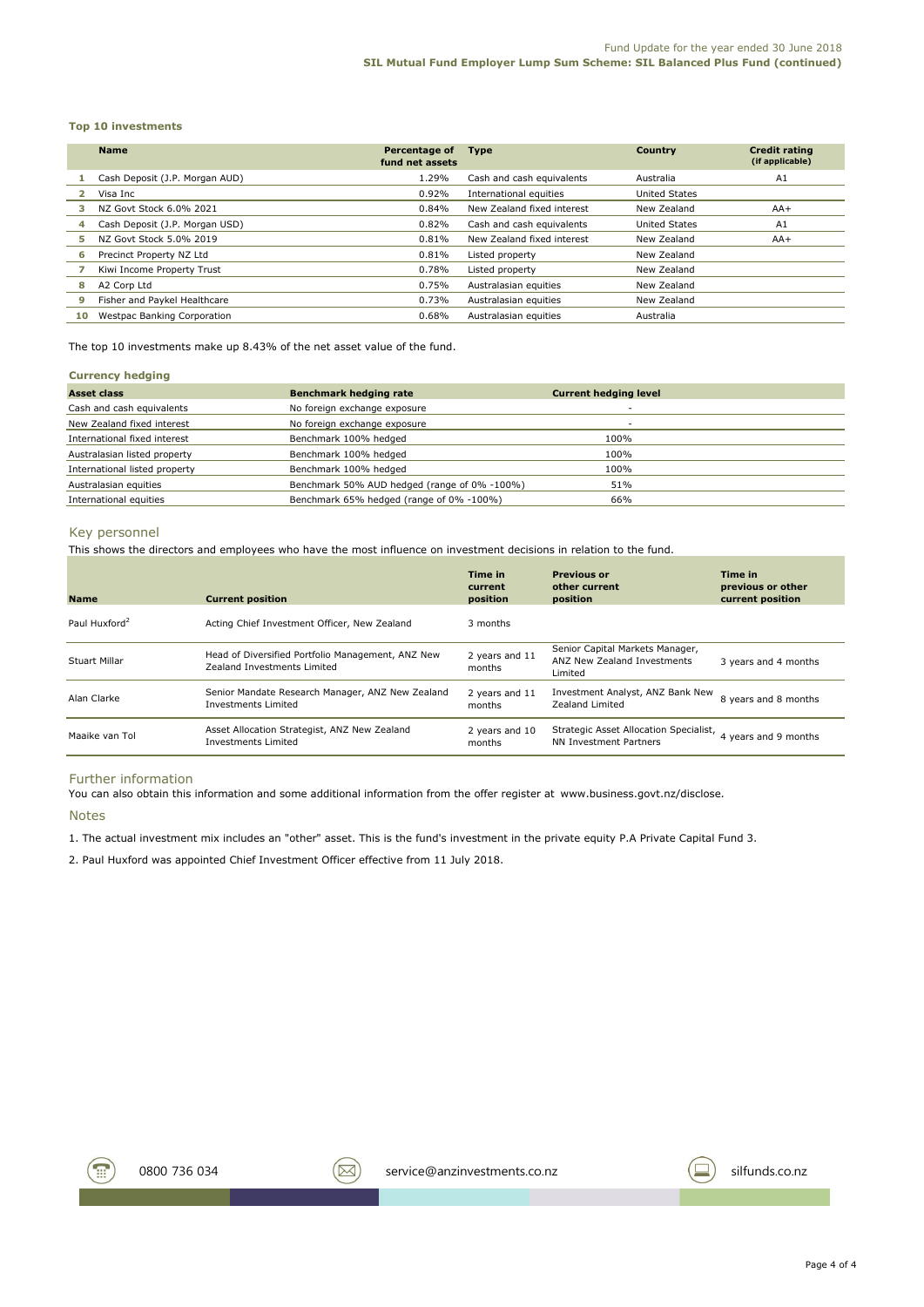### Top 10 investments

| | Name | Percentage of fund net assets | Type | Country | Credit rating (if applicable) |
|---|---|---|---|---|---|
| 1 | Cash Deposit (J.P. Morgan AUD) | 1.29% | Cash and cash equivalents | Australia | A1 |
| 2 | Visa Inc | 0.92% | International equities | United States | |
| 3 | NZ Govt Stock 6.0% 2021 | 0.84% | New Zealand fixed interest | New Zealand | AA+ |
| 4 | Cash Deposit (J.P. Morgan USD) | 0.82% | Cash and cash equivalents | United States | A1 |
| 5 | NZ Govt Stock 5.0% 2019 | 0.81% | New Zealand fixed interest | New Zealand | AA+ |
| 6 | Precinct Property NZ Ltd | 0.81% | Listed property | New Zealand | |
| 7 | Kiwi Income Property Trust | 0.78% | Listed property | New Zealand | |
| 8 | A2 Corp Ltd | 0.75% | Australasian equities | New Zealand | |
| 9 | Fisher and Paykel Healthcare | 0.73% | Australasian equities | New Zealand | |
| 10 | Westpac Banking Corporation | 0.68% | Australasian equities | Australia | |

The top 10 investments make up 8.43% of the net asset value of the fund.

### Currency hedging

| Asset class | Benchmark hedging rate | Current hedging level |
|---|---|---|
| Cash and cash equivalents | No foreign exchange exposure | - |
| New Zealand fixed interest | No foreign exchange exposure | - |
| International fixed interest | Benchmark 100% hedged | 100% |
| Australasian listed property | Benchmark 100% hedged | 100% |
| International listed property | Benchmark 100% hedged | 100% |
| Australasian equities | Benchmark 50% AUD hedged (range of 0% -100%) | 51% |
| International equities | Benchmark 65% hedged (range of 0% -100%) | 66% |

## Key personnel

This shows the directors and employees who have the most influence on investment decisions in relation to the fund.

| Name | Current position | Time in current position | Previous or other current position | Time in previous or other current position |
|---|---|---|---|---|
| Paul Huxford[2] | Acting Chief Investment Officer, New Zealand | 3 months | | |
| Stuart Millar | Head of Diversified Portfolio Management, ANZ New Zealand Investments Limited | 2 years and 11 months | Senior Capital Markets Manager, ANZ New Zealand Investments Limited | 3 years and 4 months |
| Alan Clarke | Senior Mandate Research Manager, ANZ New Zealand Investments Limited | 2 years and 11 months | Investment Analyst, ANZ Bank New Zealand Limited | 8 years and 8 months |
| Maaike van Tol | Asset Allocation Strategist, ANZ New Zealand Investments Limited | 2 years and 10 months | Strategic Asset Allocation Specialist, NN Investment Partners | 4 years and 9 months |

## Further information

You can also obtain this information and some additional information from the offer register at www.business.govt.nz/disclose.

## Notes

1. The actual investment mix includes an "other" asset. This is the fund's investment in the private equity P.A Private Capital Fund 3.

2. Paul Huxford was appointed Chief Investment Officer effective from 11 July 2018.

0800 736 034 service@anzinvestments.co.nz silfunds.co.nz